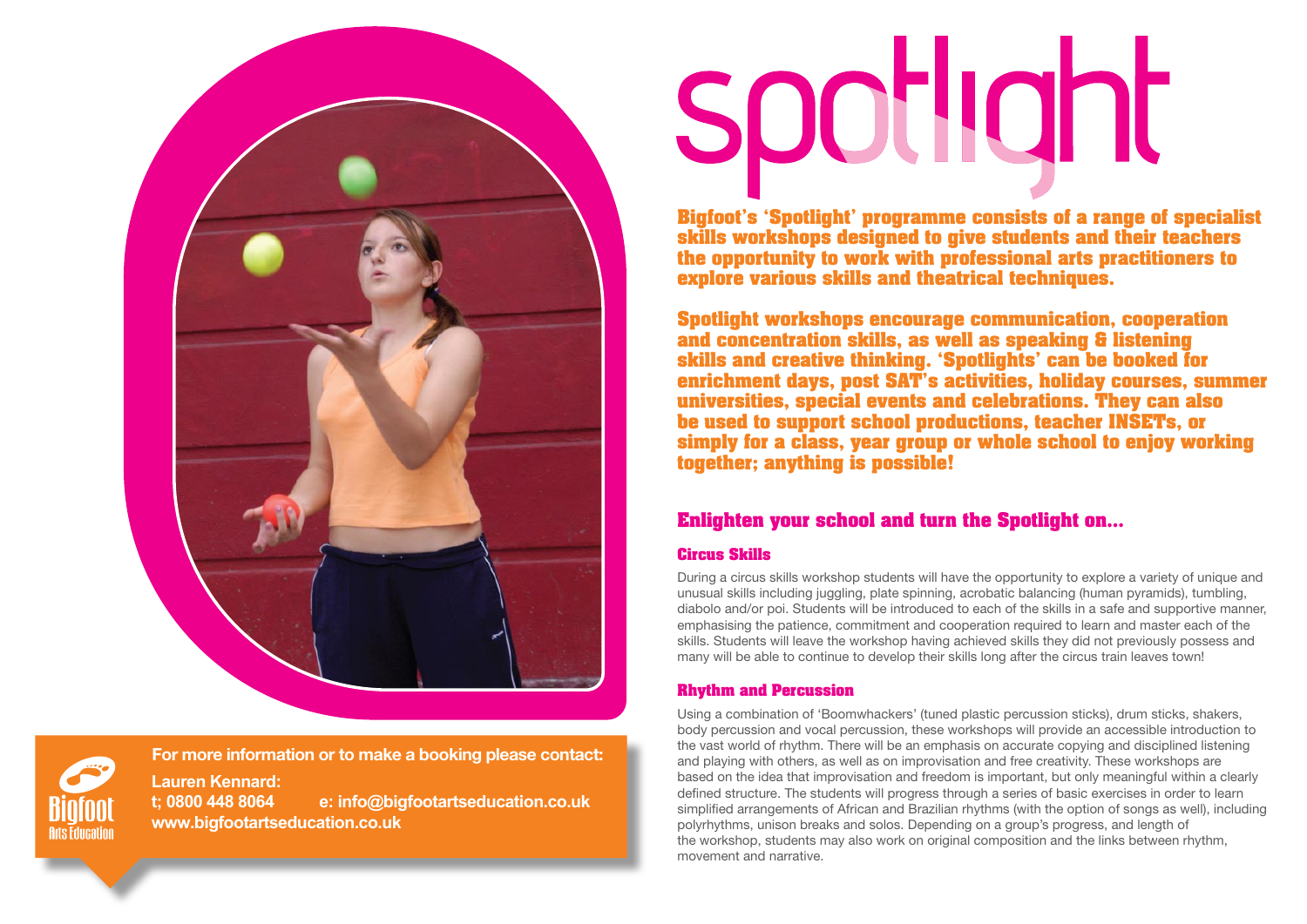# spotlight

**Bigfoot's 'Spotlight' programme consists of a range of specialist skills workshops designed to give students and their teachers the opportunity to work with professional arts practitioners to explore various skills and theatrical techniques.**

**Spotlight workshops encourage communication, cooperation and concentration skills, as well as speaking & listening skills and creative thinking. 'Spotlights' can be booked for enrichment days, post SAT's activities, holiday courses, summer universities, special events and celebrations. They can also be used to support school productions, teacher INSETs, or simply for a class, year group or whole school to enjoy working together; anything is possible!**

## Enlighten your school and turn the Spotlight on...

### Circus Skills

During a circus skills workshop students will have the opportunity to explore a variety of unique and unusual skills including juggling, plate spinning, acrobatic balancing (human pyramids), tumbling, diabolo and/or poi. Students will be introduced to each of the skills in a safe and supportive manner, emphasising the patience, commitment and cooperation required to learn and master each of the skills. Students will leave the workshop having achieved skills they did not previously possess and many will be able to continue to develop their skills long after the circus train leaves town!

### Rhythm and Percussion

Using a combination of 'Boomwhackers' (tuned plastic percussion sticks), drum sticks, shakers, body percussion and vocal percussion, these workshops will provide an accessible introduction to the vast world of rhythm. There will be an emphasis on accurate copying and disciplined listening and playing with others, as well as on improvisation and free creativity. These workshops are based on the idea that improvisation and freedom is important, but only meaningful within a clearly defined structure. The students will progress through a series of basic exercises in order to learn simplified arrangements of African and Brazilian rhythms (with the option of songs as well), including polyrhythms, unison breaks and solos. Depending on a group's progress, and length of the workshop, students may also work on original composition and the links between rhythm, movement and narrative.

**For more information or to make a booking please contact:**

**Lauren Kennard:**
**t; 0800 448 8064 e: info@bigfootartseducation.co.uk**
**www.bigfootartseducation.co.uk**

Bigfoot Arts Education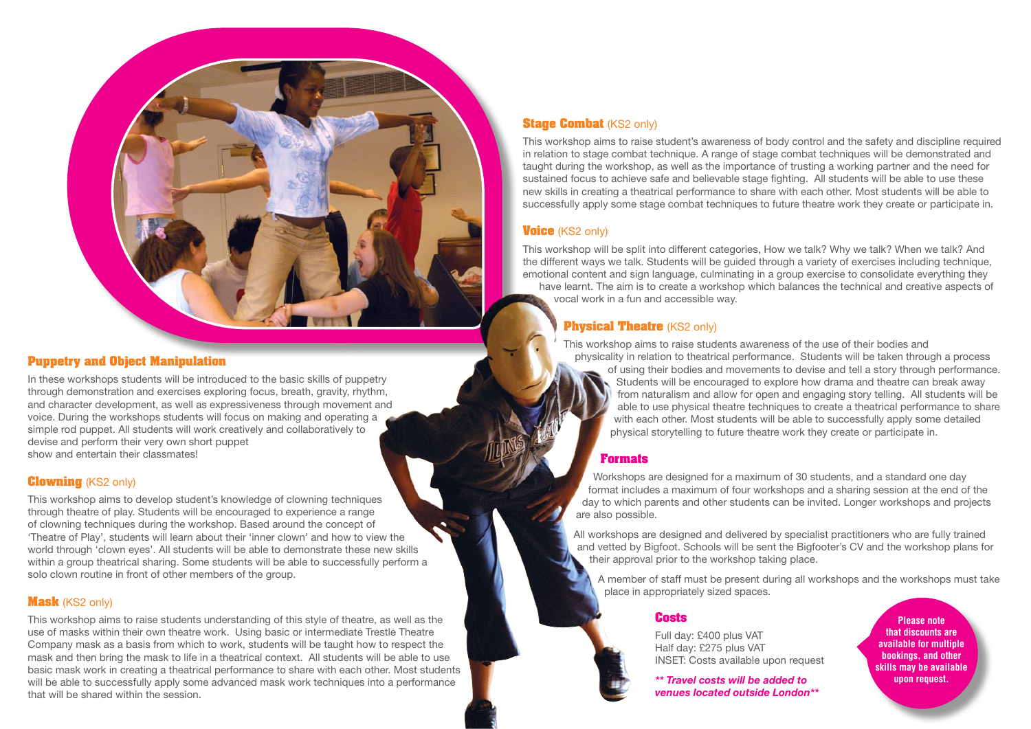## Puppetry and Object Manipulation

In these workshops students will be introduced to the basic skills of puppetry through demonstration and exercises exploring focus, breath, gravity, rhythm, and character development, as well as expressiveness through movement and voice. During the workshops students will focus on making and operating a simple rod puppet. All students will work creatively and collaboratively to devise and perform their very own short puppet show and entertain their classmates!

## Clowning (KS2 only)

This workshop aims to develop student's knowledge of clowning techniques through theatre of play. Students will be encouraged to experience a range of clowning techniques during the workshop. Based around the concept of 'Theatre of Play', students will learn about their 'inner clown' and how to view the world through 'clown eyes'. All students will be able to demonstrate these new skills within a group theatrical sharing. Some students will be able to successfully perform a solo clown routine in front of other members of the group.

## Mask (KS2 only)

This workshop aims to raise students understanding of this style of theatre, as well as the use of masks within their own theatre work. Using basic or intermediate Trestle Theatre Company mask as a basis from which to work, students will be taught how to respect the mask and then bring the mask to life in a theatrical context. All students will be able to use basic mask work in creating a theatrical performance to share with each other. Most students will be able to successfully apply some advanced mask work techniques into a performance that will be shared within the session.

## Stage Combat (KS2 only)

This workshop aims to raise student's awareness of body control and the safety and discipline required in relation to stage combat technique. A range of stage combat techniques will be demonstrated and taught during the workshop, as well as the importance of trusting a working partner and the need for sustained focus to achieve safe and believable stage fighting. All students will be able to use these new skills in creating a theatrical performance to share with each other. Most students will be able to successfully apply some stage combat techniques to future theatre work they create or participate in.

## Voice (KS2 only)

This workshop will be split into different categories, How we talk? Why we talk? When we talk? And the different ways we talk. Students will be guided through a variety of exercises including technique, emotional content and sign language, culminating in a group exercise to consolidate everything they have learnt. The aim is to create a workshop which balances the technical and creative aspects of vocal work in a fun and accessible way.

## Physical Theatre (KS2 only)

This workshop aims to raise students awareness of the use of their bodies and physicality in relation to theatrical performance. Students will be taken through a process of using their bodies and movements to devise and tell a story through performance. Students will be encouraged to explore how drama and theatre can break away from naturalism and allow for open and engaging story telling. All students will be able to use physical theatre techniques to create a theatrical performance to share with each other. Most students will be able to successfully apply some detailed physical storytelling to future theatre work they create or participate in.

## Formats

Workshops are designed for a maximum of 30 students, and a standard one day format includes a maximum of four workshops and a sharing session at the end of the day to which parents and other students can be invited. Longer workshops and projects are also possible.

All workshops are designed and delivered by specialist practitioners who are fully trained and vetted by Bigfoot. Schools will be sent the Bigfooter's CV and the workshop plans for their approval prior to the workshop taking place.

A member of staff must be present during all workshops and the workshops must take place in appropriately sized spaces.

## Costs

Full day: £400 plus VAT
Half day: £275 plus VAT
INSET: Costs available upon request

***\*\* Travel costs will be added to venues located outside London\*\****

**Please note that discounts are available for multiple bookings, and other skills may be available upon request.**